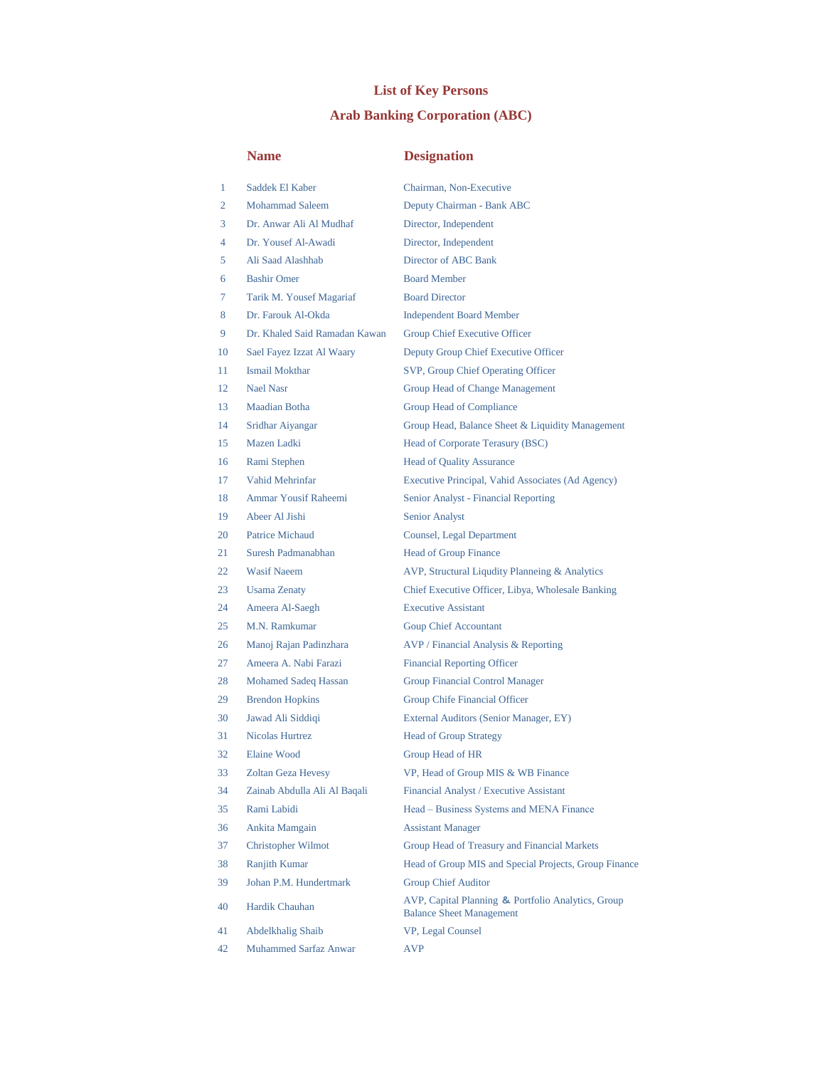# List of Key Persons

## Arab Banking Corporation (ABC)

| | Name | Designation |
|---|---|---|
| 1 | Saddek El Kaber | Chairman, Non-Executive |
| 2 | Mohammad Saleem | Deputy Chairman - Bank ABC |
| 3 | Dr. Anwar Ali Al Mudhaf | Director, Independent |
| 4 | Dr. Yousef Al-Awadi | Director, Independent |
| 5 | Ali Saad Alashhab | Director of ABC Bank |
| 6 | Bashir Omer | Board Member |
| 7 | Tarik M. Yousef Magariaf | Board Director |
| 8 | Dr. Farouk Al-Okda | Independent Board Member |
| 9 | Dr. Khaled Said Ramadan Kawan | Group Chief Executive Officer |
| 10 | Sael Fayez Izzat Al Waary | Deputy Group Chief Executive Officer |
| 11 | Ismail Mokthar | SVP, Group Chief Operating Officer |
| 12 | Nael Nasr | Group Head of Change Management |
| 13 | Maadian Botha | Group Head of Compliance |
| 14 | Sridhar Aiyangar | Group Head, Balance Sheet & Liquidity Management |
| 15 | Mazen Ladki | Head of Corporate Terasury (BSC) |
| 16 | Rami Stephen | Head of Quality Assurance |
| 17 | Vahid Mehrinfar | Executive Principal, Vahid Associates (Ad Agency) |
| 18 | Ammar Yousif Raheemi | Senior Analyst - Financial Reporting |
| 19 | Abeer Al Jishi | Senior Analyst |
| 20 | Patrice Michaud | Counsel, Legal Department |
| 21 | Suresh Padmanabhan | Head of Group Finance |
| 22 | Wasif Naeem | AVP, Structural Liqudity Planneing & Analytics |
| 23 | Usama Zenaty | Chief Executive Officer, Libya, Wholesale Banking |
| 24 | Ameera Al-Saegh | Executive Assistant |
| 25 | M.N. Ramkumar | Goup Chief Accountant |
| 26 | Manoj Rajan Padinzhara | AVP / Financial Analysis & Reporting |
| 27 | Ameera A. Nabi Farazi | Financial Reporting Officer |
| 28 | Mohamed Sadeq Hassan | Group Financial Control Manager |
| 29 | Brendon Hopkins | Group Chife Financial Officer |
| 30 | Jawad Ali Siddiqi | External Auditors (Senior Manager, EY) |
| 31 | Nicolas Hurtrez | Head of Group Strategy |
| 32 | Elaine Wood | Group Head of HR |
| 33 | Zoltan Geza Hevesy | VP, Head of Group MIS & WB Finance |
| 34 | Zainab Abdulla Ali Al Baqali | Financial Analyst / Executive Assistant |
| 35 | Rami Labidi | Head – Business Systems and MENA Finance |
| 36 | Ankita Mamgain | Assistant Manager |
| 37 | Christopher Wilmot | Group Head of Treasury and Financial Markets |
| 38 | Ranjith Kumar | Head of Group MIS and Special Projects, Group Finance |
| 39 | Johan P.M. Hundertmark | Group Chief Auditor |
| 40 | Hardik Chauhan | AVP, Capital Planning & Portfolio Analytics, Group Balance Sheet Management |
| 41 | Abdelkhalig Shaib | VP, Legal Counsel |
| 42 | Muhammed Sarfaz Anwar | AVP |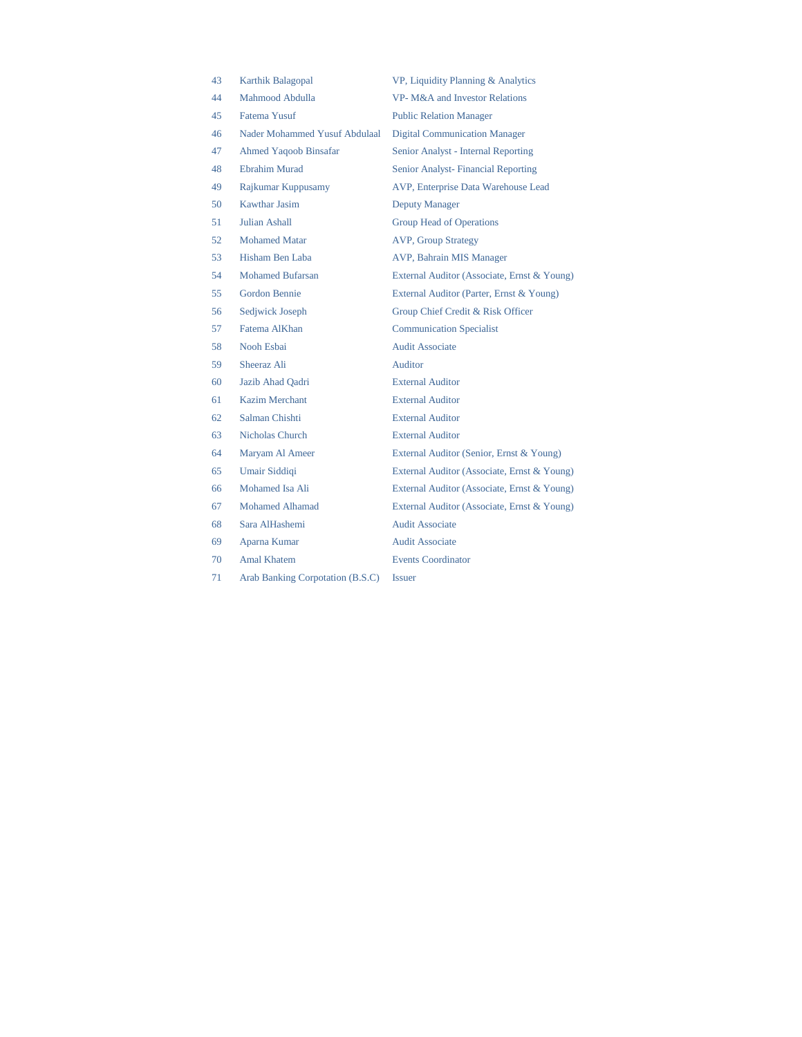| | | |
|---|---|---|
| 43 | Karthik Balagopal | VP, Liquidity Planning & Analytics |
| 44 | Mahmood Abdulla | VP- M&A and Investor Relations |
| 45 | Fatema Yusuf | Public Relation Manager |
| 46 | Nader Mohammed Yusuf Abdulaal | Digital Communication Manager |
| 47 | Ahmed Yaqoob Binsafar | Senior Analyst - Internal Reporting |
| 48 | Ebrahim Murad | Senior Analyst- Financial Reporting |
| 49 | Rajkumar Kuppusamy | AVP, Enterprise Data Warehouse Lead |
| 50 | Kawthar Jasim | Deputy Manager |
| 51 | Julian Ashall | Group Head of Operations |
| 52 | Mohamed Matar | AVP, Group Strategy |
| 53 | Hisham Ben Laba | AVP, Bahrain MIS Manager |
| 54 | Mohamed Bufarsan | External Auditor (Associate, Ernst & Young) |
| 55 | Gordon Bennie | External Auditor (Parter, Ernst & Young) |
| 56 | Sedjwick Joseph | Group Chief Credit & Risk Officer |
| 57 | Fatema AlKhan | Communication Specialist |
| 58 | Nooh Esbai | Audit Associate |
| 59 | Sheeraz Ali | Auditor |
| 60 | Jazib Ahad Qadri | External Auditor |
| 61 | Kazim Merchant | External Auditor |
| 62 | Salman Chishti | External Auditor |
| 63 | Nicholas Church | External Auditor |
| 64 | Maryam Al Ameer | External Auditor (Senior, Ernst & Young) |
| 65 | Umair Siddiqi | External Auditor (Associate, Ernst & Young) |
| 66 | Mohamed Isa Ali | External Auditor (Associate, Ernst & Young) |
| 67 | Mohamed Alhamad | External Auditor (Associate, Ernst & Young) |
| 68 | Sara AlHashemi | Audit Associate |
| 69 | Aparna Kumar | Audit Associate |
| 70 | Amal Khatem | Events Coordinator |
| 71 | Arab Banking Corpotation (B.S.C) | Issuer |